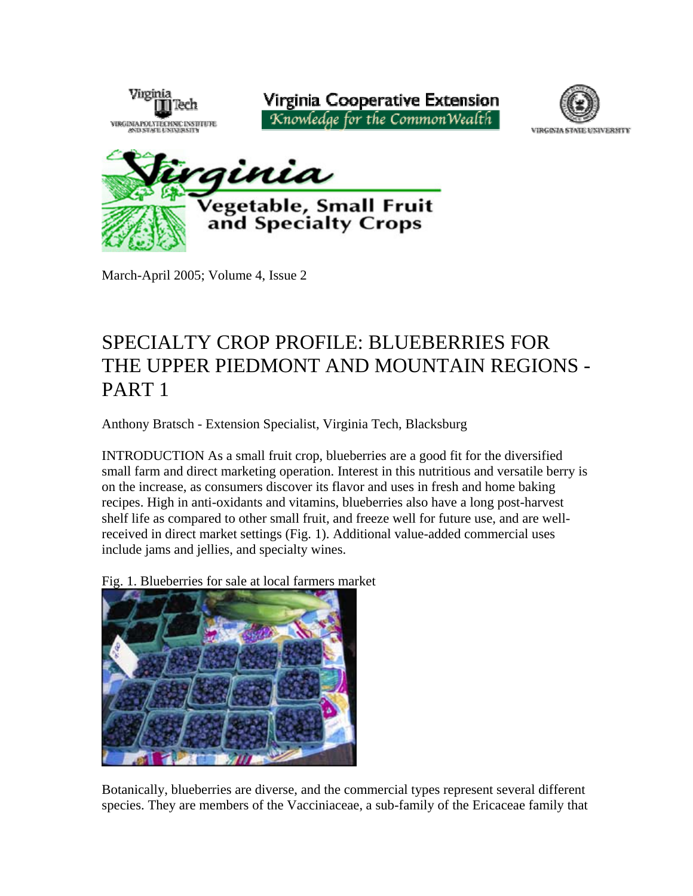Virginia Tech
VIRGINIA POLYTECHNIC INSTITUTE AND STATE UNIVERSITY

Virginia Cooperative Extension
*Knowledge for the CommonWealth*

VIRGINIA STATE UNIVERSITY

# Virginia Vegetable, Small Fruit and Specialty Crops

March-April 2005; Volume 4, Issue 2

## SPECIALTY CROP PROFILE: BLUEBERRIES FOR THE UPPER PIEDMONT AND MOUNTAIN REGIONS - PART 1

Anthony Bratsch - Extension Specialist, Virginia Tech, Blacksburg

INTRODUCTION As a small fruit crop, blueberries are a good fit for the diversified small farm and direct marketing operation. Interest in this nutritious and versatile berry is on the increase, as consumers discover its flavor and uses in fresh and home baking recipes. High in anti-oxidants and vitamins, blueberries also have a long post-harvest shelf life as compared to other small fruit, and freeze well for future use, and are well-received in direct market settings (Fig. 1). Additional value-added commercial uses include jams and jellies, and specialty wines.

Fig. 1. Blueberries for sale at local farmers market

Botanically, blueberries are diverse, and the commercial types represent several different species. They are members of the Vacciniaceae, a sub-family of the Ericaceae family that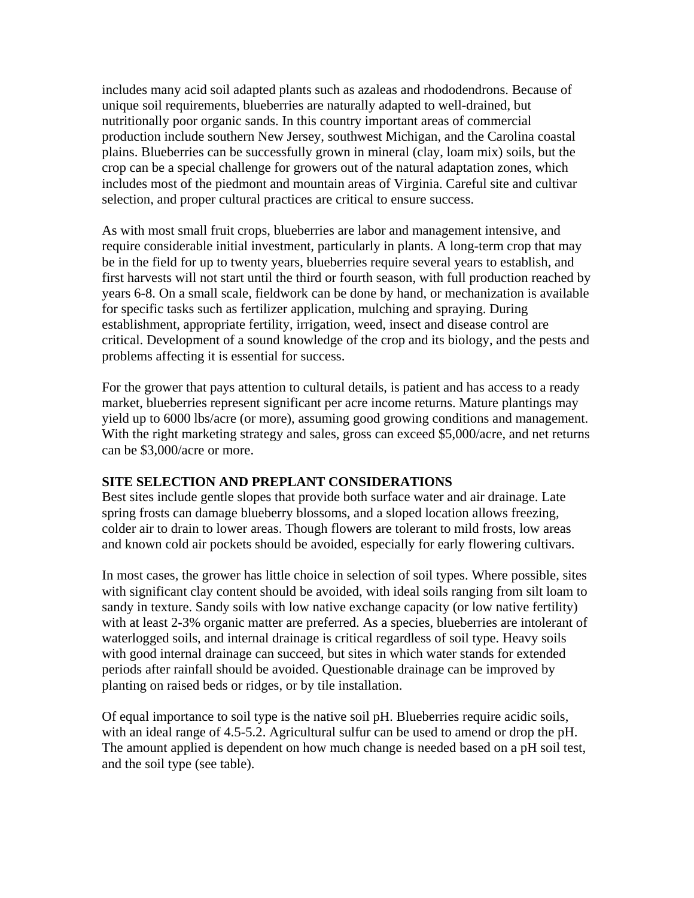includes many acid soil adapted plants such as azaleas and rhododendrons. Because of unique soil requirements, blueberries are naturally adapted to well-drained, but nutritionally poor organic sands. In this country important areas of commercial production include southern New Jersey, southwest Michigan, and the Carolina coastal plains. Blueberries can be successfully grown in mineral (clay, loam mix) soils, but the crop can be a special challenge for growers out of the natural adaptation zones, which includes most of the piedmont and mountain areas of Virginia. Careful site and cultivar selection, and proper cultural practices are critical to ensure success.

As with most small fruit crops, blueberries are labor and management intensive, and require considerable initial investment, particularly in plants. A long-term crop that may be in the field for up to twenty years, blueberries require several years to establish, and first harvests will not start until the third or fourth season, with full production reached by years 6-8. On a small scale, fieldwork can be done by hand, or mechanization is available for specific tasks such as fertilizer application, mulching and spraying. During establishment, appropriate fertility, irrigation, weed, insect and disease control are critical. Development of a sound knowledge of the crop and its biology, and the pests and problems affecting it is essential for success.

For the grower that pays attention to cultural details, is patient and has access to a ready market, blueberries represent significant per acre income returns. Mature plantings may yield up to 6000 lbs/acre (or more), assuming good growing conditions and management. With the right marketing strategy and sales, gross can exceed $5,000/acre, and net returns can be $3,000/acre or more.

## SITE SELECTION AND PREPLANT CONSIDERATIONS

Best sites include gentle slopes that provide both surface water and air drainage. Late spring frosts can damage blueberry blossoms, and a sloped location allows freezing, colder air to drain to lower areas. Though flowers are tolerant to mild frosts, low areas and known cold air pockets should be avoided, especially for early flowering cultivars.

In most cases, the grower has little choice in selection of soil types. Where possible, sites with significant clay content should be avoided, with ideal soils ranging from silt loam to sandy in texture. Sandy soils with low native exchange capacity (or low native fertility) with at least 2-3% organic matter are preferred. As a species, blueberries are intolerant of waterlogged soils, and internal drainage is critical regardless of soil type. Heavy soils with good internal drainage can succeed, but sites in which water stands for extended periods after rainfall should be avoided. Questionable drainage can be improved by planting on raised beds or ridges, or by tile installation.

Of equal importance to soil type is the native soil pH. Blueberries require acidic soils, with an ideal range of 4.5-5.2. Agricultural sulfur can be used to amend or drop the pH. The amount applied is dependent on how much change is needed based on a pH soil test, and the soil type (see table).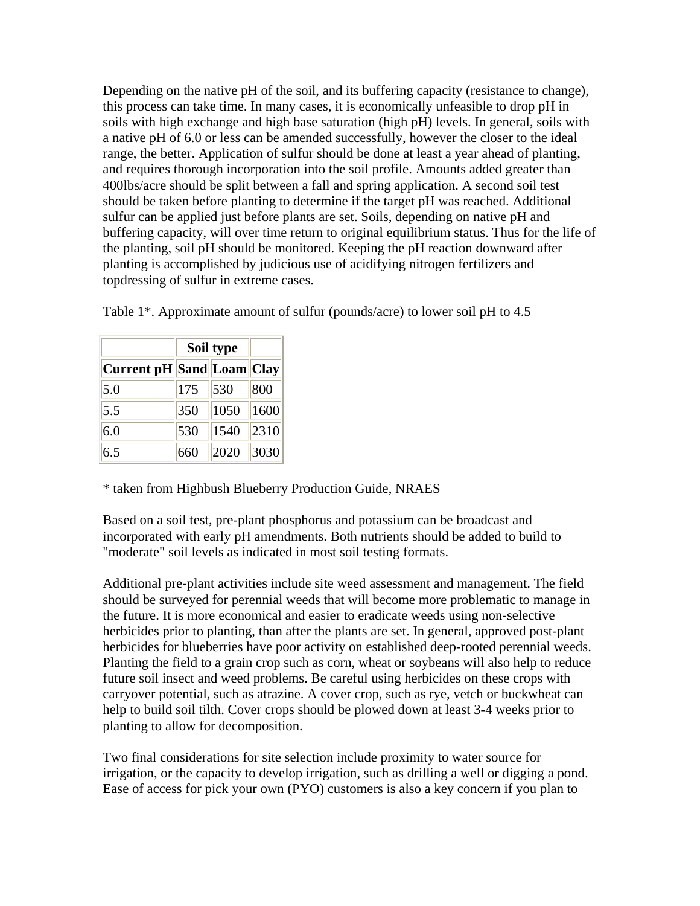Depending on the native pH of the soil, and its buffering capacity (resistance to change), this process can take time. In many cases, it is economically unfeasible to drop pH in soils with high exchange and high base saturation (high pH) levels. In general, soils with a native pH of 6.0 or less can be amended successfully, however the closer to the ideal range, the better. Application of sulfur should be done at least a year ahead of planting, and requires thorough incorporation into the soil profile. Amounts added greater than 400lbs/acre should be split between a fall and spring application. A second soil test should be taken before planting to determine if the target pH was reached. Additional sulfur can be applied just before plants are set. Soils, depending on native pH and buffering capacity, will over time return to original equilibrium status. Thus for the life of the planting, soil pH should be monitored. Keeping the pH reaction downward after planting is accomplished by judicious use of acidifying nitrogen fertilizers and topdressing of sulfur in extreme cases.

Table 1*. Approximate amount of sulfur (pounds/acre) to lower soil pH to 4.5

| | **Soil type** | | |
|---|---|---|---|
| **Current pH** | **Sand** | **Loam** | **Clay** |
| 5.0 | 175 | 530 | 800 |
| 5.5 | 350 | 1050 | 1600 |
| 6.0 | 530 | 1540 | 2310 |
| 6.5 | 660 | 2020 | 3030 |

* taken from Highbush Blueberry Production Guide, NRAES

Based on a soil test, pre-plant phosphorus and potassium can be broadcast and incorporated with early pH amendments. Both nutrients should be added to build to "moderate" soil levels as indicated in most soil testing formats.

Additional pre-plant activities include site weed assessment and management. The field should be surveyed for perennial weeds that will become more problematic to manage in the future. It is more economical and easier to eradicate weeds using non-selective herbicides prior to planting, than after the plants are set. In general, approved post-plant herbicides for blueberries have poor activity on established deep-rooted perennial weeds. Planting the field to a grain crop such as corn, wheat or soybeans will also help to reduce future soil insect and weed problems. Be careful using herbicides on these crops with carryover potential, such as atrazine. A cover crop, such as rye, vetch or buckwheat can help to build soil tilth. Cover crops should be plowed down at least 3-4 weeks prior to planting to allow for decomposition.

Two final considerations for site selection include proximity to water source for irrigation, or the capacity to develop irrigation, such as drilling a well or digging a pond. Ease of access for pick your own (PYO) customers is also a key concern if you plan to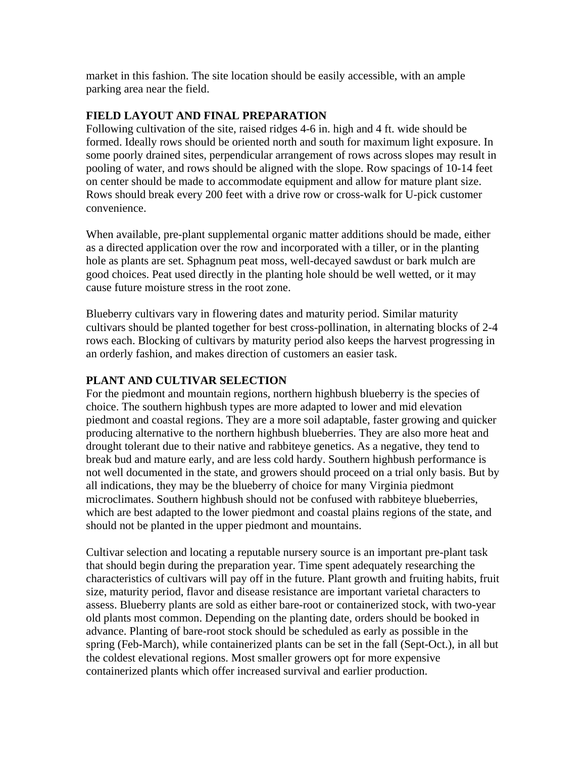market in this fashion. The site location should be easily accessible, with an ample parking area near the field.

## FIELD LAYOUT AND FINAL PREPARATION

Following cultivation of the site, raised ridges 4-6 in. high and 4 ft. wide should be formed. Ideally rows should be oriented north and south for maximum light exposure. In some poorly drained sites, perpendicular arrangement of rows across slopes may result in pooling of water, and rows should be aligned with the slope. Row spacings of 10-14 feet on center should be made to accommodate equipment and allow for mature plant size. Rows should break every 200 feet with a drive row or cross-walk for U-pick customer convenience.

When available, pre-plant supplemental organic matter additions should be made, either as a directed application over the row and incorporated with a tiller, or in the planting hole as plants are set. Sphagnum peat moss, well-decayed sawdust or bark mulch are good choices. Peat used directly in the planting hole should be well wetted, or it may cause future moisture stress in the root zone.

Blueberry cultivars vary in flowering dates and maturity period. Similar maturity cultivars should be planted together for best cross-pollination, in alternating blocks of 2-4 rows each. Blocking of cultivars by maturity period also keeps the harvest progressing in an orderly fashion, and makes direction of customers an easier task.

## PLANT AND CULTIVAR SELECTION

For the piedmont and mountain regions, northern highbush blueberry is the species of choice. The southern highbush types are more adapted to lower and mid elevation piedmont and coastal regions. They are a more soil adaptable, faster growing and quicker producing alternative to the northern highbush blueberries. They are also more heat and drought tolerant due to their native and rabbiteye genetics. As a negative, they tend to break bud and mature early, and are less cold hardy. Southern highbush performance is not well documented in the state, and growers should proceed on a trial only basis. But by all indications, they may be the blueberry of choice for many Virginia piedmont microclimates. Southern highbush should not be confused with rabbiteye blueberries, which are best adapted to the lower piedmont and coastal plains regions of the state, and should not be planted in the upper piedmont and mountains.

Cultivar selection and locating a reputable nursery source is an important pre-plant task that should begin during the preparation year. Time spent adequately researching the characteristics of cultivars will pay off in the future. Plant growth and fruiting habits, fruit size, maturity period, flavor and disease resistance are important varietal characters to assess. Blueberry plants are sold as either bare-root or containerized stock, with two-year old plants most common. Depending on the planting date, orders should be booked in advance. Planting of bare-root stock should be scheduled as early as possible in the spring (Feb-March), while containerized plants can be set in the fall (Sept-Oct.), in all but the coldest elevational regions. Most smaller growers opt for more expensive containerized plants which offer increased survival and earlier production.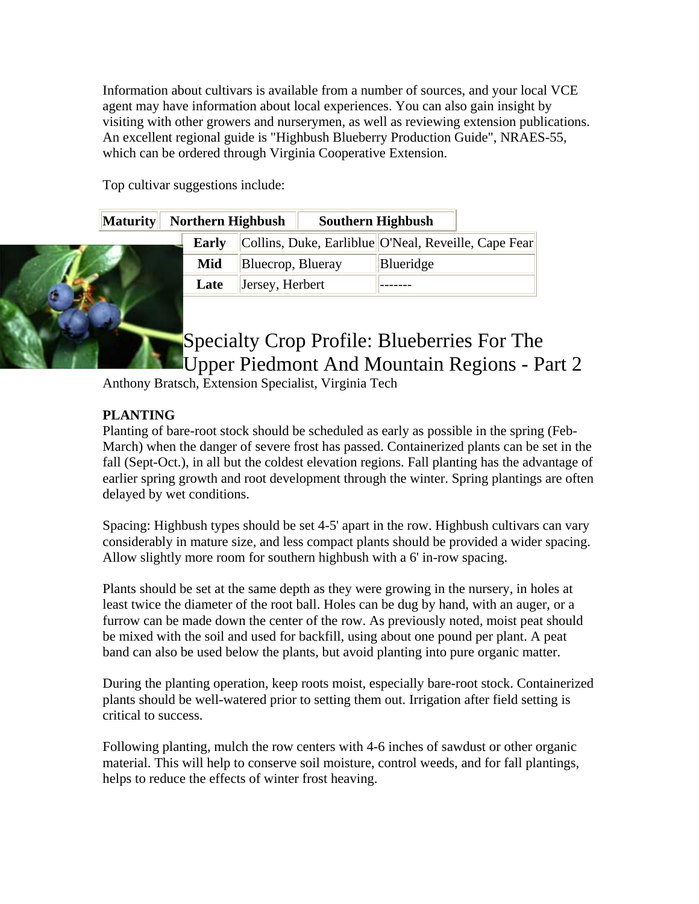Information about cultivars is available from a number of sources, and your local VCE agent may have information about local experiences. You can also gain insight by visiting with other growers and nurserymen, as well as reviewing extension publications. An excellent regional guide is "Highbush Blueberry Production Guide", NRAES-55, which can be ordered through Virginia Cooperative Extension.

Top cultivar suggestions include:

| Maturity | Northern Highbush | Southern Highbush |
|---|---|---|
| Early | Collins, Duke, Earliblue | O'Neal, Reveille, Cape Fear |
| Mid | Bluecrop, Blueray | Blueridge |
| Late | Jersey, Herbert | ------- |

# Specialty Crop Profile: Blueberries For The Upper Piedmont And Mountain Regions - Part 2

Anthony Bratsch, Extension Specialist, Virginia Tech

**PLANTING**

Planting of bare-root stock should be scheduled as early as possible in the spring (Feb-March) when the danger of severe frost has passed. Containerized plants can be set in the fall (Sept-Oct.), in all but the coldest elevation regions. Fall planting has the advantage of earlier spring growth and root development through the winter. Spring plantings are often delayed by wet conditions.

Spacing: Highbush types should be set 4-5' apart in the row. Highbush cultivars can vary considerably in mature size, and less compact plants should be provided a wider spacing. Allow slightly more room for southern highbush with a 6' in-row spacing.

Plants should be set at the same depth as they were growing in the nursery, in holes at least twice the diameter of the root ball. Holes can be dug by hand, with an auger, or a furrow can be made down the center of the row. As previously noted, moist peat should be mixed with the soil and used for backfill, using about one pound per plant. A peat band can also be used below the plants, but avoid planting into pure organic matter.

During the planting operation, keep roots moist, especially bare-root stock. Containerized plants should be well-watered prior to setting them out. Irrigation after field setting is critical to success.

Following planting, mulch the row centers with 4-6 inches of sawdust or other organic material. This will help to conserve soil moisture, control weeds, and for fall plantings, helps to reduce the effects of winter frost heaving.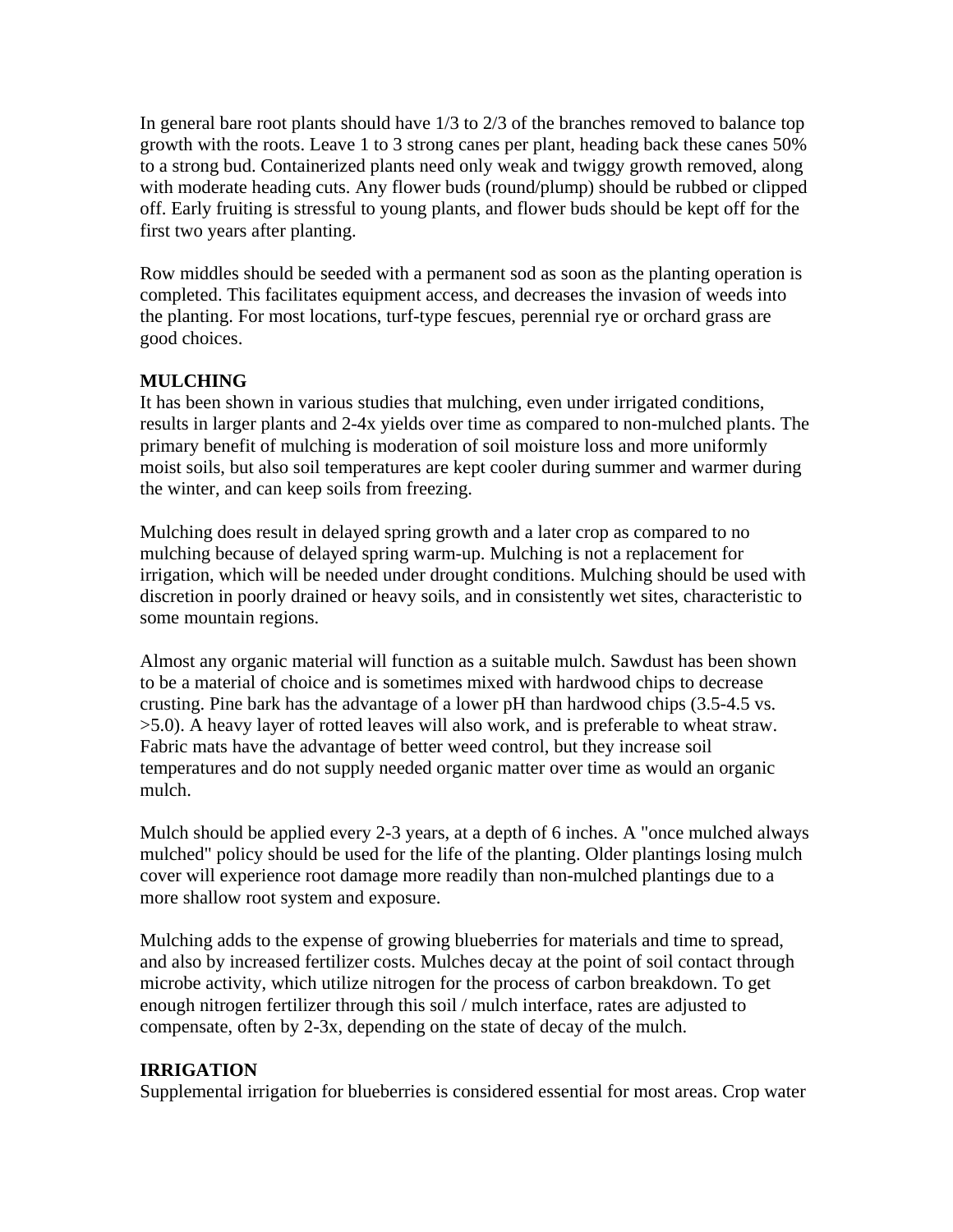In general bare root plants should have 1/3 to 2/3 of the branches removed to balance top growth with the roots. Leave 1 to 3 strong canes per plant, heading back these canes 50% to a strong bud. Containerized plants need only weak and twiggy growth removed, along with moderate heading cuts. Any flower buds (round/plump) should be rubbed or clipped off. Early fruiting is stressful to young plants, and flower buds should be kept off for the first two years after planting.

Row middles should be seeded with a permanent sod as soon as the planting operation is completed. This facilitates equipment access, and decreases the invasion of weeds into the planting. For most locations, turf-type fescues, perennial rye or orchard grass are good choices.

**MULCHING**

It has been shown in various studies that mulching, even under irrigated conditions, results in larger plants and 2-4x yields over time as compared to non-mulched plants. The primary benefit of mulching is moderation of soil moisture loss and more uniformly moist soils, but also soil temperatures are kept cooler during summer and warmer during the winter, and can keep soils from freezing.

Mulching does result in delayed spring growth and a later crop as compared to no mulching because of delayed spring warm-up. Mulching is not a replacement for irrigation, which will be needed under drought conditions. Mulching should be used with discretion in poorly drained or heavy soils, and in consistently wet sites, characteristic to some mountain regions.

Almost any organic material will function as a suitable mulch. Sawdust has been shown to be a material of choice and is sometimes mixed with hardwood chips to decrease crusting. Pine bark has the advantage of a lower pH than hardwood chips (3.5-4.5 vs. >5.0). A heavy layer of rotted leaves will also work, and is preferable to wheat straw. Fabric mats have the advantage of better weed control, but they increase soil temperatures and do not supply needed organic matter over time as would an organic mulch.

Mulch should be applied every 2-3 years, at a depth of 6 inches. A "once mulched always mulched" policy should be used for the life of the planting. Older plantings losing mulch cover will experience root damage more readily than non-mulched plantings due to a more shallow root system and exposure.

Mulching adds to the expense of growing blueberries for materials and time to spread, and also by increased fertilizer costs. Mulches decay at the point of soil contact through microbe activity, which utilize nitrogen for the process of carbon breakdown. To get enough nitrogen fertilizer through this soil / mulch interface, rates are adjusted to compensate, often by 2-3x, depending on the state of decay of the mulch.

**IRRIGATION**

Supplemental irrigation for blueberries is considered essential for most areas. Crop water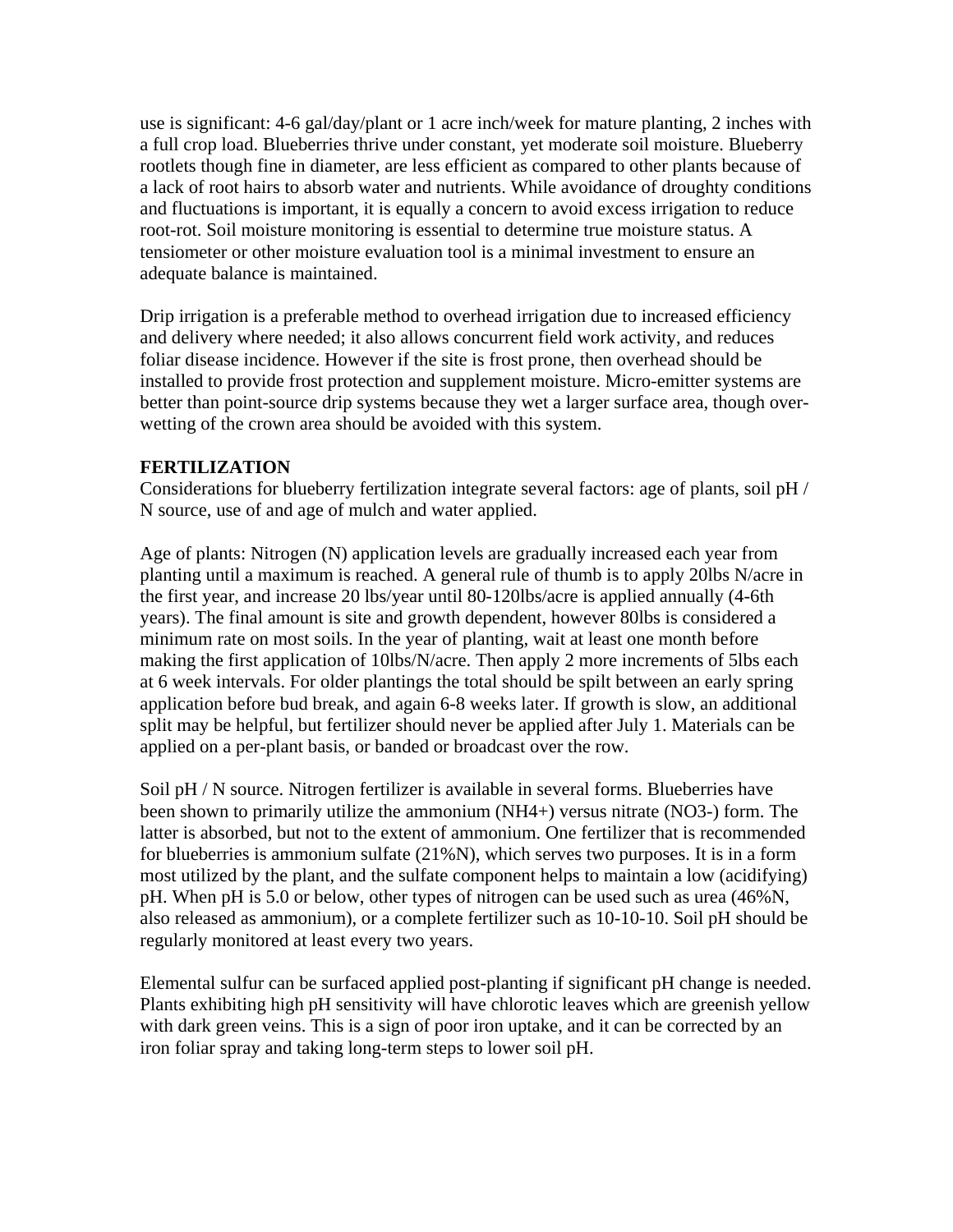use is significant: 4-6 gal/day/plant or 1 acre inch/week for mature planting, 2 inches with a full crop load. Blueberries thrive under constant, yet moderate soil moisture. Blueberry rootlets though fine in diameter, are less efficient as compared to other plants because of a lack of root hairs to absorb water and nutrients. While avoidance of droughty conditions and fluctuations is important, it is equally a concern to avoid excess irrigation to reduce root-rot. Soil moisture monitoring is essential to determine true moisture status. A tensiometer or other moisture evaluation tool is a minimal investment to ensure an adequate balance is maintained.

Drip irrigation is a preferable method to overhead irrigation due to increased efficiency and delivery where needed; it also allows concurrent field work activity, and reduces foliar disease incidence. However if the site is frost prone, then overhead should be installed to provide frost protection and supplement moisture. Micro-emitter systems are better than point-source drip systems because they wet a larger surface area, though over-wetting of the crown area should be avoided with this system.

**FERTILIZATION**

Considerations for blueberry fertilization integrate several factors: age of plants, soil pH / N source, use of and age of mulch and water applied.

Age of plants: Nitrogen (N) application levels are gradually increased each year from planting until a maximum is reached. A general rule of thumb is to apply 20lbs N/acre in the first year, and increase 20 lbs/year until 80-120lbs/acre is applied annually (4-6th years). The final amount is site and growth dependent, however 80lbs is considered a minimum rate on most soils. In the year of planting, wait at least one month before making the first application of 10lbs/N/acre. Then apply 2 more increments of 5lbs each at 6 week intervals. For older plantings the total should be spilt between an early spring application before bud break, and again 6-8 weeks later. If growth is slow, an additional split may be helpful, but fertilizer should never be applied after July 1. Materials can be applied on a per-plant basis, or banded or broadcast over the row.

Soil pH / N source. Nitrogen fertilizer is available in several forms. Blueberries have been shown to primarily utilize the ammonium ($NH_4^+$) versus nitrate ($NO_3^-$) form. The latter is absorbed, but not to the extent of ammonium. One fertilizer that is recommended for blueberries is ammonium sulfate (21%N), which serves two purposes. It is in a form most utilized by the plant, and the sulfate component helps to maintain a low (acidifying) pH. When pH is 5.0 or below, other types of nitrogen can be used such as urea (46%N, also released as ammonium), or a complete fertilizer such as 10-10-10. Soil pH should be regularly monitored at least every two years.

Elemental sulfur can be surfaced applied post-planting if significant pH change is needed. Plants exhibiting high pH sensitivity will have chlorotic leaves which are greenish yellow with dark green veins. This is a sign of poor iron uptake, and it can be corrected by an iron foliar spray and taking long-term steps to lower soil pH.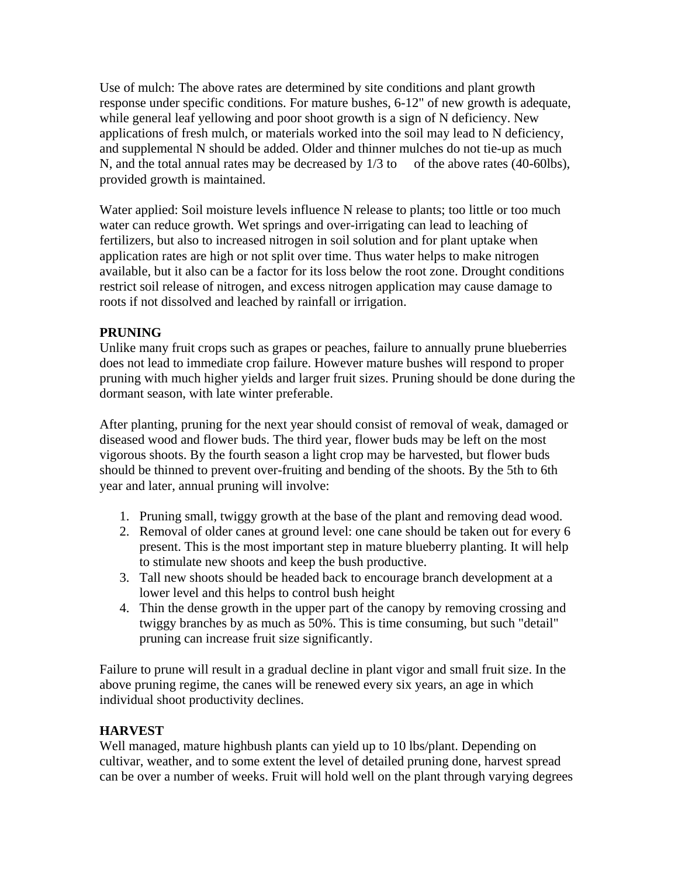Use of mulch: The above rates are determined by site conditions and plant growth response under specific conditions. For mature bushes, 6-12" of new growth is adequate, while general leaf yellowing and poor shoot growth is a sign of N deficiency. New applications of fresh mulch, or materials worked into the soil may lead to N deficiency, and supplemental N should be added. Older and thinner mulches do not tie-up as much N, and the total annual rates may be decreased by 1/3 to of the above rates (40-60lbs), provided growth is maintained.

Water applied: Soil moisture levels influence N release to plants; too little or too much water can reduce growth. Wet springs and over-irrigating can lead to leaching of fertilizers, but also to increased nitrogen in soil solution and for plant uptake when application rates are high or not split over time. Thus water helps to make nitrogen available, but it also can be a factor for its loss below the root zone. Drought conditions restrict soil release of nitrogen, and excess nitrogen application may cause damage to roots if not dissolved and leached by rainfall or irrigation.

**PRUNING**

Unlike many fruit crops such as grapes or peaches, failure to annually prune blueberries does not lead to immediate crop failure. However mature bushes will respond to proper pruning with much higher yields and larger fruit sizes. Pruning should be done during the dormant season, with late winter preferable.

After planting, pruning for the next year should consist of removal of weak, damaged or diseased wood and flower buds. The third year, flower buds may be left on the most vigorous shoots. By the fourth season a light crop may be harvested, but flower buds should be thinned to prevent over-fruiting and bending of the shoots. By the 5th to 6th year and later, annual pruning will involve:

1. Pruning small, twiggy growth at the base of the plant and removing dead wood.
2. Removal of older canes at ground level: one cane should be taken out for every 6 present. This is the most important step in mature blueberry planting. It will help to stimulate new shoots and keep the bush productive.
3. Tall new shoots should be headed back to encourage branch development at a lower level and this helps to control bush height
4. Thin the dense growth in the upper part of the canopy by removing crossing and twiggy branches by as much as 50%. This is time consuming, but such "detail" pruning can increase fruit size significantly.

Failure to prune will result in a gradual decline in plant vigor and small fruit size. In the above pruning regime, the canes will be renewed every six years, an age in which individual shoot productivity declines.

**HARVEST**

Well managed, mature highbush plants can yield up to 10 lbs/plant. Depending on cultivar, weather, and to some extent the level of detailed pruning done, harvest spread can be over a number of weeks. Fruit will hold well on the plant through varying degrees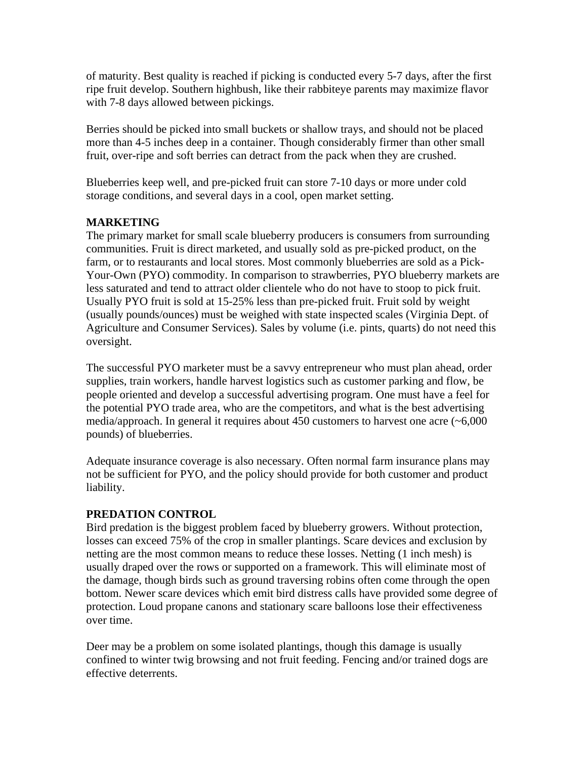of maturity. Best quality is reached if picking is conducted every 5-7 days, after the first ripe fruit develop. Southern highbush, like their rabbiteye parents may maximize flavor with 7-8 days allowed between pickings.

Berries should be picked into small buckets or shallow trays, and should not be placed more than 4-5 inches deep in a container. Though considerably firmer than other small fruit, over-ripe and soft berries can detract from the pack when they are crushed.

Blueberries keep well, and pre-picked fruit can store 7-10 days or more under cold storage conditions, and several days in a cool, open market setting.

**MARKETING**

The primary market for small scale blueberry producers is consumers from surrounding communities. Fruit is direct marketed, and usually sold as pre-picked product, on the farm, or to restaurants and local stores. Most commonly blueberries are sold as a Pick-Your-Own (PYO) commodity. In comparison to strawberries, PYO blueberry markets are less saturated and tend to attract older clientele who do not have to stoop to pick fruit. Usually PYO fruit is sold at 15-25% less than pre-picked fruit. Fruit sold by weight (usually pounds/ounces) must be weighed with state inspected scales (Virginia Dept. of Agriculture and Consumer Services). Sales by volume (i.e. pints, quarts) do not need this oversight.

The successful PYO marketer must be a savvy entrepreneur who must plan ahead, order supplies, train workers, handle harvest logistics such as customer parking and flow, be people oriented and develop a successful advertising program. One must have a feel for the potential PYO trade area, who are the competitors, and what is the best advertising media/approach. In general it requires about 450 customers to harvest one acre (~6,000 pounds) of blueberries.

Adequate insurance coverage is also necessary. Often normal farm insurance plans may not be sufficient for PYO, and the policy should provide for both customer and product liability.

**PREDATION CONTROL**

Bird predation is the biggest problem faced by blueberry growers. Without protection, losses can exceed 75% of the crop in smaller plantings. Scare devices and exclusion by netting are the most common means to reduce these losses. Netting (1 inch mesh) is usually draped over the rows or supported on a framework. This will eliminate most of the damage, though birds such as ground traversing robins often come through the open bottom. Newer scare devices which emit bird distress calls have provided some degree of protection. Loud propane canons and stationary scare balloons lose their effectiveness over time.

Deer may be a problem on some isolated plantings, though this damage is usually confined to winter twig browsing and not fruit feeding. Fencing and/or trained dogs are effective deterrents.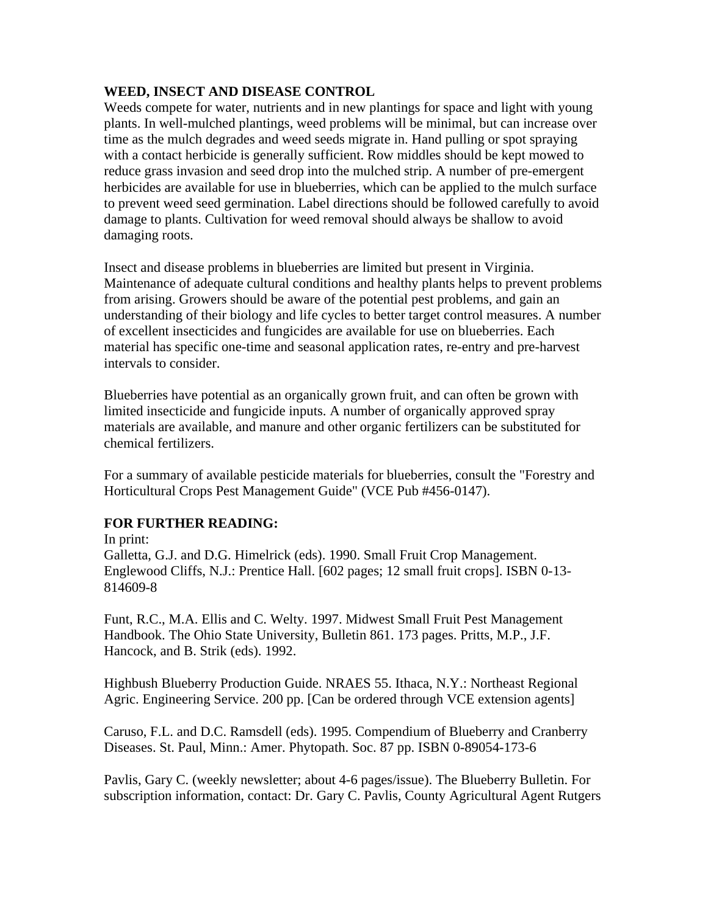**WEED, INSECT AND DISEASE CONTROL**

Weeds compete for water, nutrients and in new plantings for space and light with young plants. In well-mulched plantings, weed problems will be minimal, but can increase over time as the mulch degrades and weed seeds migrate in. Hand pulling or spot spraying with a contact herbicide is generally sufficient. Row middles should be kept mowed to reduce grass invasion and seed drop into the mulched strip. A number of pre-emergent herbicides are available for use in blueberries, which can be applied to the mulch surface to prevent weed seed germination. Label directions should be followed carefully to avoid damage to plants. Cultivation for weed removal should always be shallow to avoid damaging roots.

Insect and disease problems in blueberries are limited but present in Virginia. Maintenance of adequate cultural conditions and healthy plants helps to prevent problems from arising. Growers should be aware of the potential pest problems, and gain an understanding of their biology and life cycles to better target control measures. A number of excellent insecticides and fungicides are available for use on blueberries. Each material has specific one-time and seasonal application rates, re-entry and pre-harvest intervals to consider.

Blueberries have potential as an organically grown fruit, and can often be grown with limited insecticide and fungicide inputs. A number of organically approved spray materials are available, and manure and other organic fertilizers can be substituted for chemical fertilizers.

For a summary of available pesticide materials for blueberries, consult the "Forestry and Horticultural Crops Pest Management Guide" (VCE Pub #456-0147).

**FOR FURTHER READING:**

In print:

Galletta, G.J. and D.G. Himelrick (eds). 1990. Small Fruit Crop Management. Englewood Cliffs, N.J.: Prentice Hall. [602 pages; 12 small fruit crops]. ISBN 0-13-814609-8

Funt, R.C., M.A. Ellis and C. Welty. 1997. Midwest Small Fruit Pest Management Handbook. The Ohio State University, Bulletin 861. 173 pages. Pritts, M.P., J.F. Hancock, and B. Strik (eds). 1992.

Highbush Blueberry Production Guide. NRAES 55. Ithaca, N.Y.: Northeast Regional Agric. Engineering Service. 200 pp. [Can be ordered through VCE extension agents]

Caruso, F.L. and D.C. Ramsdell (eds). 1995. Compendium of Blueberry and Cranberry Diseases. St. Paul, Minn.: Amer. Phytopath. Soc. 87 pp. ISBN 0-89054-173-6

Pavlis, Gary C. (weekly newsletter; about 4-6 pages/issue). The Blueberry Bulletin. For subscription information, contact: Dr. Gary C. Pavlis, County Agricultural Agent Rutgers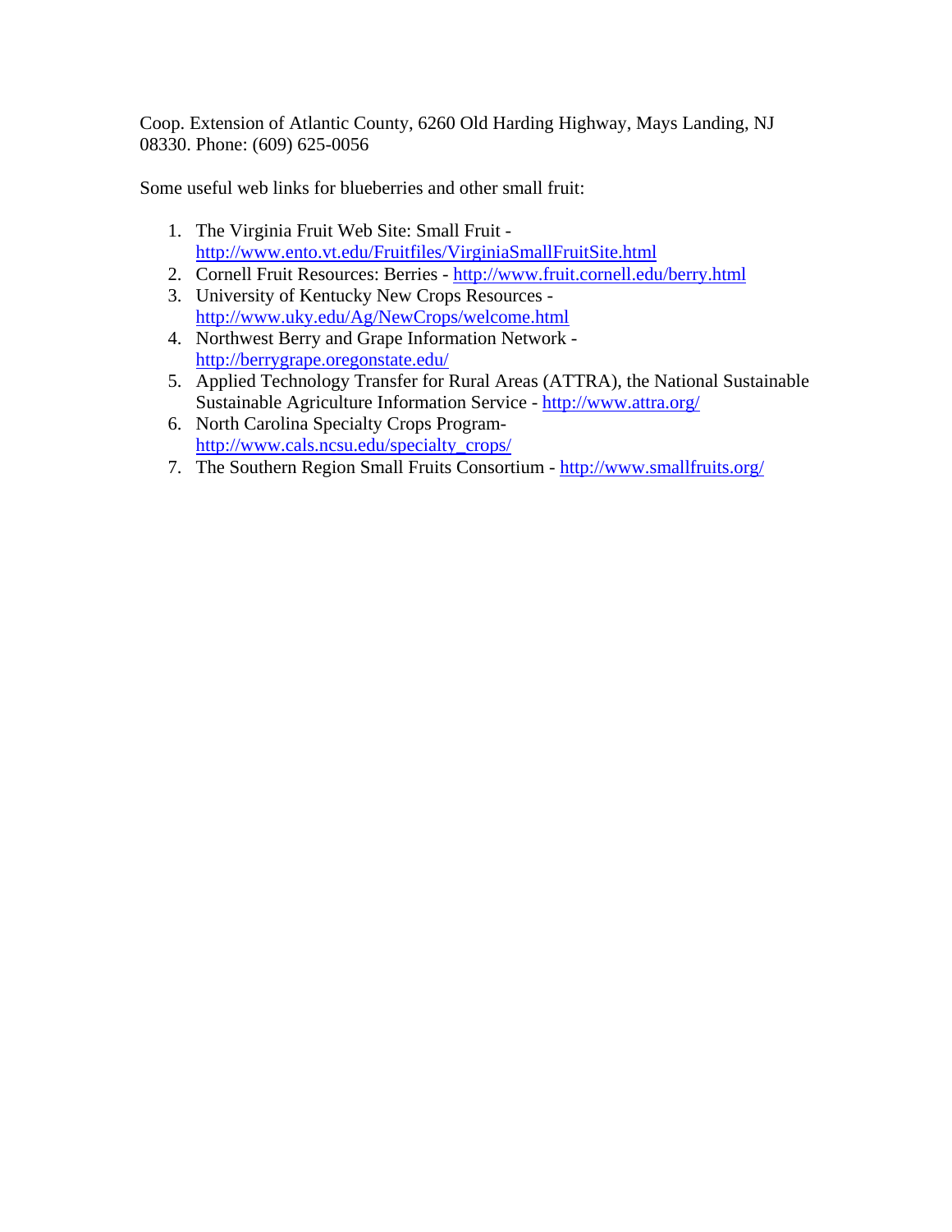Coop. Extension of Atlantic County, 6260 Old Harding Highway, Mays Landing, NJ 08330. Phone: (609) 625-0056

Some useful web links for blueberries and other small fruit:

1. The Virginia Fruit Web Site: Small Fruit - http://www.ento.vt.edu/Fruitfiles/VirginiaSmallFruitSite.html
2. Cornell Fruit Resources: Berries - http://www.fruit.cornell.edu/berry.html
3. University of Kentucky New Crops Resources - http://www.uky.edu/Ag/NewCrops/welcome.html
4. Northwest Berry and Grape Information Network - http://berrygrape.oregonstate.edu/
5. Applied Technology Transfer for Rural Areas (ATTRA), the National Sustainable Sustainable Agriculture Information Service - http://www.attra.org/
6. North Carolina Specialty Crops Program- http://www.cals.ncsu.edu/specialty_crops/
7. The Southern Region Small Fruits Consortium - http://www.smallfruits.org/